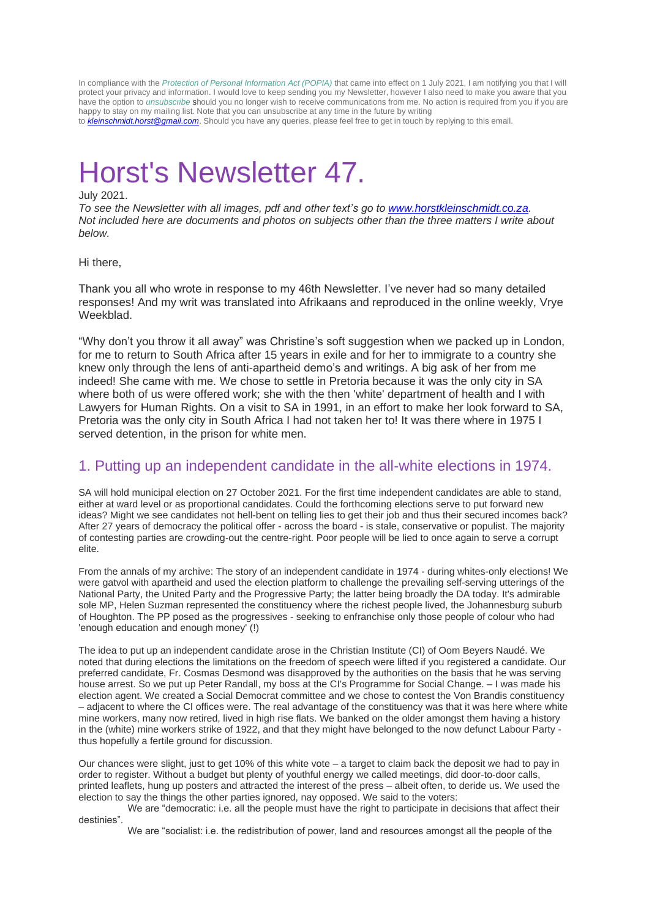In compliance with the *Protection of Personal Information Act (POPIA)* that came into effect on 1 July 2021, I am notifying you that I will protect your privacy and information. I would love to keep sending you my Newsletter, however I also need to make you aware that you have the option to *unsubscribe* should you no longer wish to receive communications from me. No action is required from you if you are happy to stay on my mailing list. Note that you can unsubscribe at any time in the future by writing to ***kleinschmidt.horst@gmail.com***. Should you have any queries, please feel free to get in touch by replying to this email.

# Horst's Newsletter 47.

July 2021.

*To see the Newsletter with all images, pdf and other text's go to www.horstkleinschmidt.co.za. Not included here are documents and photos on subjects other than the three matters I write about below.*

Hi there,

Thank you all who wrote in response to my 46th Newsletter. I've never had so many detailed responses! And my writ was translated into Afrikaans and reproduced in the online weekly, Vrye Weekblad.

"Why don't you throw it all away" was Christine's soft suggestion when we packed up in London, for me to return to South Africa after 15 years in exile and for her to immigrate to a country she knew only through the lens of anti-apartheid demo's and writings. A big ask of her from me indeed! She came with me. We chose to settle in Pretoria because it was the only city in SA where both of us were offered work; she with the then 'white' department of health and I with Lawyers for Human Rights. On a visit to SA in 1991, in an effort to make her look forward to SA, Pretoria was the only city in South Africa I had not taken her to! It was there where in 1975 I served detention, in the prison for white men.

## 1. Putting up an independent candidate in the all-white elections in 1974.

SA will hold municipal election on 27 October 2021. For the first time independent candidates are able to stand, either at ward level or as proportional candidates. Could the forthcoming elections serve to put forward new ideas? Might we see candidates not hell-bent on telling lies to get their job and thus their secured incomes back? After 27 years of democracy the political offer - across the board - is stale, conservative or populist. The majority of contesting parties are crowding-out the centre-right. Poor people will be lied to once again to serve a corrupt elite.

From the annals of my archive: The story of an independent candidate in 1974 - during whites-only elections! We were gatvol with apartheid and used the election platform to challenge the prevailing self-serving utterings of the National Party, the United Party and the Progressive Party; the latter being broadly the DA today. It's admirable sole MP, Helen Suzman represented the constituency where the richest people lived, the Johannesburg suburb of Houghton. The PP posed as the progressives - seeking to enfranchise only those people of colour who had 'enough education and enough money' (!)

The idea to put up an independent candidate arose in the Christian Institute (CI) of Oom Beyers Naudé. We noted that during elections the limitations on the freedom of speech were lifted if you registered a candidate. Our preferred candidate, Fr. Cosmas Desmond was disapproved by the authorities on the basis that he was serving house arrest. So we put up Peter Randall, my boss at the CI's Programme for Social Change. – I was made his election agent. We created a Social Democrat committee and we chose to contest the Von Brandis constituency – adjacent to where the CI offices were. The real advantage of the constituency was that it was here where white mine workers, many now retired, lived in high rise flats. We banked on the older amongst them having a history in the (white) mine workers strike of 1922, and that they might have belonged to the now defunct Labour Party - thus hopefully a fertile ground for discussion.

Our chances were slight, just to get 10% of this white vote – a target to claim back the deposit we had to pay in order to register. Without a budget but plenty of youthful energy we called meetings, did door-to-door calls, printed leaflets, hung up posters and attracted the interest of the press – albeit often, to deride us. We used the election to say the things the other parties ignored, nay opposed. We said to the voters:

We are "democratic: i.e. all the people must have the right to participate in decisions that affect their destinies".

We are "socialist: i.e. the redistribution of power, land and resources amongst all the people of the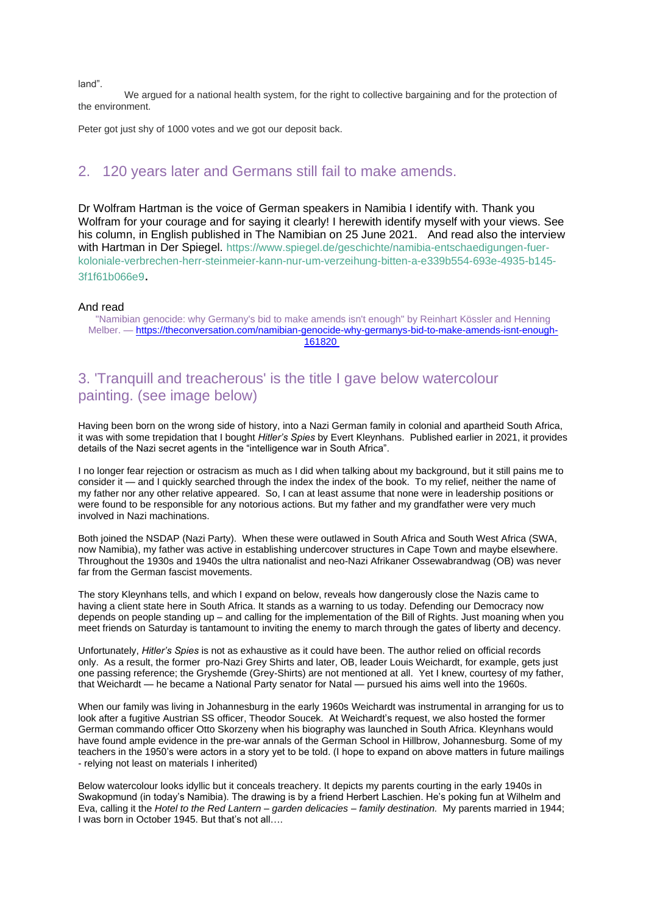land".

We argued for a national health system, for the right to collective bargaining and for the protection of the environment.

Peter got just shy of 1000 votes and we got our deposit back.

## 2. 120 years later and Germans still fail to make amends.

Dr Wolfram Hartman is the voice of German speakers in Namibia I identify with. Thank you Wolfram for your courage and for saying it clearly! I herewith identify myself with your views. See his column, in English published in The Namibian on 25 June 2021. And read also the interview with Hartman in Der Spiegel. https://www.spiegel.de/geschichte/namibia-entschaedigungen-fuer-koloniale-verbrechen-herr-steinmeier-kann-nur-um-verzeihung-bitten-a-e339b554-693e-4935-b145-3f1f61b066e9.

And read

"Namibian genocide: why Germany's bid to make amends isn't enough" by Reinhart Kössler and Henning Melber. — https://theconversation.com/namibian-genocide-why-germanys-bid-to-make-amends-isnt-enough-161820

## 3. 'Tranquill and treacherous' is the title I gave below watercolour painting. (see image below)

Having been born on the wrong side of history, into a Nazi German family in colonial and apartheid South Africa, it was with some trepidation that I bought *Hitler's Spies* by Evert Kleynhans. Published earlier in 2021, it provides details of the Nazi secret agents in the "intelligence war in South Africa".

I no longer fear rejection or ostracism as much as I did when talking about my background, but it still pains me to consider it — and I quickly searched through the index the index of the book. To my relief, neither the name of my father nor any other relative appeared. So, I can at least assume that none were in leadership positions or were found to be responsible for any notorious actions. But my father and my grandfather were very much involved in Nazi machinations.

Both joined the NSDAP (Nazi Party). When these were outlawed in South Africa and South West Africa (SWA, now Namibia), my father was active in establishing undercover structures in Cape Town and maybe elsewhere. Throughout the 1930s and 1940s the ultra nationalist and neo-Nazi Afrikaner Ossewabrandwag (OB) was never far from the German fascist movements.

The story Kleynhans tells, and which I expand on below, reveals how dangerously close the Nazis came to having a client state here in South Africa. It stands as a warning to us today. Defending our Democracy now depends on people standing up – and calling for the implementation of the Bill of Rights. Just moaning when you meet friends on Saturday is tantamount to inviting the enemy to march through the gates of liberty and decency.

Unfortunately, *Hitler's Spies* is not as exhaustive as it could have been. The author relied on official records only. As a result, the former pro-Nazi Grey Shirts and later, OB, leader Louis Weichardt, for example, gets just one passing reference; the Gryshemde (Grey-Shirts) are not mentioned at all. Yet I knew, courtesy of my father, that Weichardt — he became a National Party senator for Natal — pursued his aims well into the 1960s.

When our family was living in Johannesburg in the early 1960s Weichardt was instrumental in arranging for us to look after a fugitive Austrian SS officer, Theodor Soucek. At Weichardt's request, we also hosted the former German commando officer Otto Skorzeny when his biography was launched in South Africa. Kleynhans would have found ample evidence in the pre-war annals of the German School in Hillbrow, Johannesburg. Some of my teachers in the 1950's were actors in a story yet to be told. (I hope to expand on above matters in future mailings - relying not least on materials I inherited)

Below watercolour looks idyllic but it conceals treachery. It depicts my parents courting in the early 1940s in Swakopmund (in today's Namibia). The drawing is by a friend Herbert Laschien. He's poking fun at Wilhelm and Eva, calling it the *Hotel to the Red Lantern – garden delicacies – family destination.* My parents married in 1944; I was born in October 1945. But that's not all….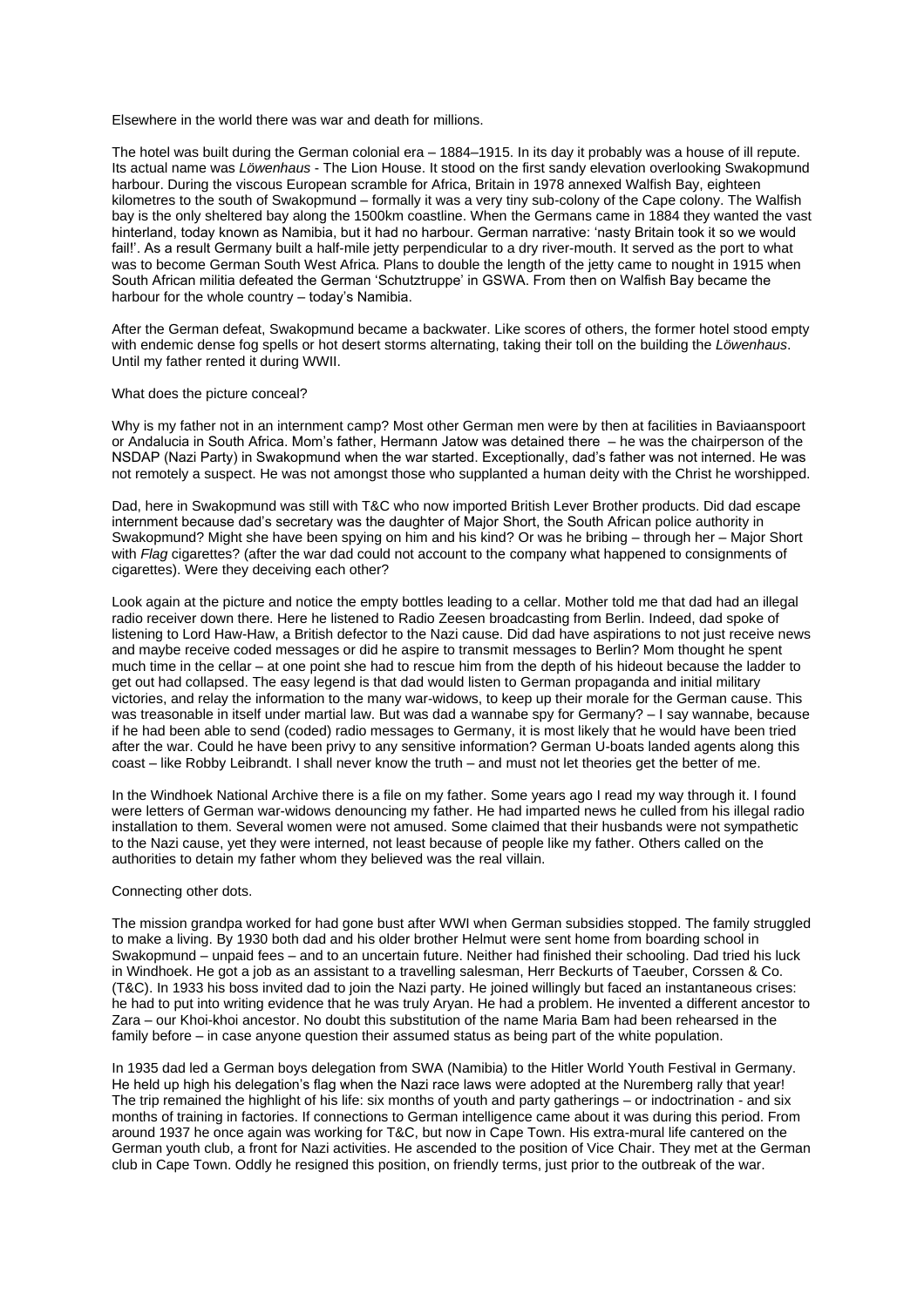Elsewhere in the world there was war and death for millions.

The hotel was built during the German colonial era – 1884–1915. In its day it probably was a house of ill repute. Its actual name was *Löwenhaus* - The Lion House. It stood on the first sandy elevation overlooking Swakopmund harbour. During the viscous European scramble for Africa, Britain in 1978 annexed Walfish Bay, eighteen kilometres to the south of Swakopmund – formally it was a very tiny sub-colony of the Cape colony. The Walfish bay is the only sheltered bay along the 1500km coastline. When the Germans came in 1884 they wanted the vast hinterland, today known as Namibia, but it had no harbour. German narrative: 'nasty Britain took it so we would fail!'. As a result Germany built a half-mile jetty perpendicular to a dry river-mouth. It served as the port to what was to become German South West Africa. Plans to double the length of the jetty came to nought in 1915 when South African militia defeated the German 'Schutztruppe' in GSWA. From then on Walfish Bay became the harbour for the whole country – today's Namibia.

After the German defeat, Swakopmund became a backwater. Like scores of others, the former hotel stood empty with endemic dense fog spells or hot desert storms alternating, taking their toll on the building the *Löwenhaus*. Until my father rented it during WWII.

What does the picture conceal?

Why is my father not in an internment camp? Most other German men were by then at facilities in Baviaanspoort or Andalucia in South Africa. Mom's father, Hermann Jatow was detained there – he was the chairperson of the NSDAP (Nazi Party) in Swakopmund when the war started. Exceptionally, dad's father was not interned. He was not remotely a suspect. He was not amongst those who supplanted a human deity with the Christ he worshipped.

Dad, here in Swakopmund was still with T&C who now imported British Lever Brother products. Did dad escape internment because dad's secretary was the daughter of Major Short, the South African police authority in Swakopmund? Might she have been spying on him and his kind? Or was he bribing – through her – Major Short with *Flag* cigarettes? (after the war dad could not account to the company what happened to consignments of cigarettes). Were they deceiving each other?

Look again at the picture and notice the empty bottles leading to a cellar. Mother told me that dad had an illegal radio receiver down there. Here he listened to Radio Zeesen broadcasting from Berlin. Indeed, dad spoke of listening to Lord Haw-Haw, a British defector to the Nazi cause. Did dad have aspirations to not just receive news and maybe receive coded messages or did he aspire to transmit messages to Berlin? Mom thought he spent much time in the cellar – at one point she had to rescue him from the depth of his hideout because the ladder to get out had collapsed. The easy legend is that dad would listen to German propaganda and initial military victories, and relay the information to the many war-widows, to keep up their morale for the German cause. This was treasonable in itself under martial law. But was dad a wannabe spy for Germany? – I say wannabe, because if he had been able to send (coded) radio messages to Germany, it is most likely that he would have been tried after the war. Could he have been privy to any sensitive information? German U-boats landed agents along this coast – like Robby Leibrandt. I shall never know the truth – and must not let theories get the better of me.

In the Windhoek National Archive there is a file on my father. Some years ago I read my way through it. I found were letters of German war-widows denouncing my father. He had imparted news he culled from his illegal radio installation to them. Several women were not amused. Some claimed that their husbands were not sympathetic to the Nazi cause, yet they were interned, not least because of people like my father. Others called on the authorities to detain my father whom they believed was the real villain.

Connecting other dots.

The mission grandpa worked for had gone bust after WWI when German subsidies stopped. The family struggled to make a living. By 1930 both dad and his older brother Helmut were sent home from boarding school in Swakopmund – unpaid fees – and to an uncertain future. Neither had finished their schooling. Dad tried his luck in Windhoek. He got a job as an assistant to a travelling salesman, Herr Beckurts of Taeuber, Corssen & Co. (T&C). In 1933 his boss invited dad to join the Nazi party. He joined willingly but faced an instantaneous crises: he had to put into writing evidence that he was truly Aryan. He had a problem. He invented a different ancestor to Zara – our Khoi-khoi ancestor. No doubt this substitution of the name Maria Bam had been rehearsed in the family before – in case anyone question their assumed status as being part of the white population.

In 1935 dad led a German boys delegation from SWA (Namibia) to the Hitler World Youth Festival in Germany. He held up high his delegation's flag when the Nazi race laws were adopted at the Nuremberg rally that year! The trip remained the highlight of his life: six months of youth and party gatherings – or indoctrination - and six months of training in factories. If connections to German intelligence came about it was during this period. From around 1937 he once again was working for T&C, but now in Cape Town. His extra-mural life cantered on the German youth club, a front for Nazi activities. He ascended to the position of Vice Chair. They met at the German club in Cape Town. Oddly he resigned this position, on friendly terms, just prior to the outbreak of the war.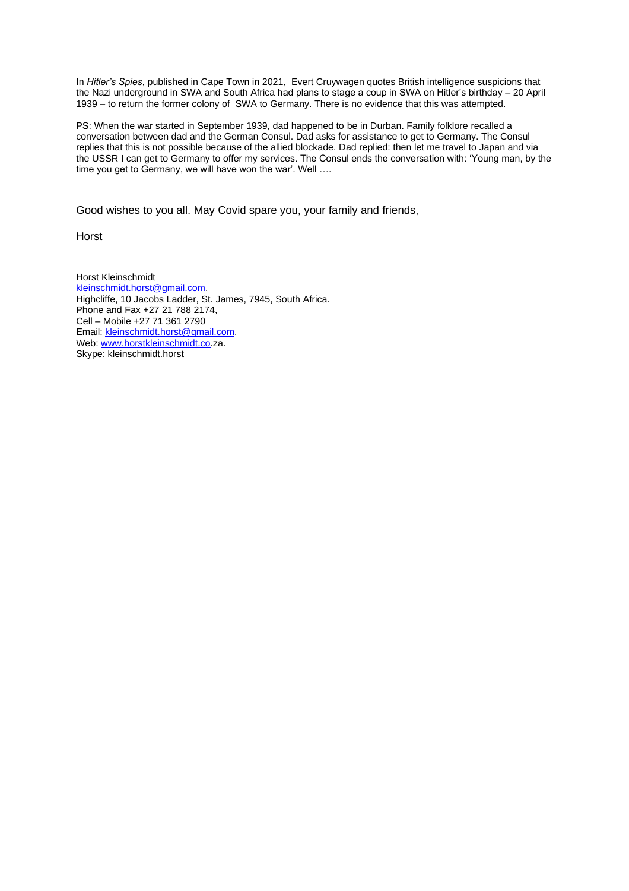In *Hitler's Spies*, published in Cape Town in 2021, Evert Cruywagen quotes British intelligence suspicions that the Nazi underground in SWA and South Africa had plans to stage a coup in SWA on Hitler's birthday – 20 April 1939 – to return the former colony of SWA to Germany. There is no evidence that this was attempted.

PS: When the war started in September 1939, dad happened to be in Durban. Family folklore recalled a conversation between dad and the German Consul. Dad asks for assistance to get to Germany. The Consul replies that this is not possible because of the allied blockade. Dad replied: then let me travel to Japan and via the USSR I can get to Germany to offer my services. The Consul ends the conversation with: 'Young man, by the time you get to Germany, we will have won the war'. Well ….

Good wishes to you all. May Covid spare you, your family and friends,

Horst

Horst Kleinschmidt  
kleinschmidt.horst@gmail.com.  
Highcliffe, 10 Jacobs Ladder, St. James, 7945, South Africa.  
Phone and Fax +27 21 788 2174,  
Cell – Mobile +27 71 361 2790  
Email: kleinschmidt.horst@gmail.com.  
Web: www.horstkleinschmidt.co.za.  
Skype: kleinschmidt.horst